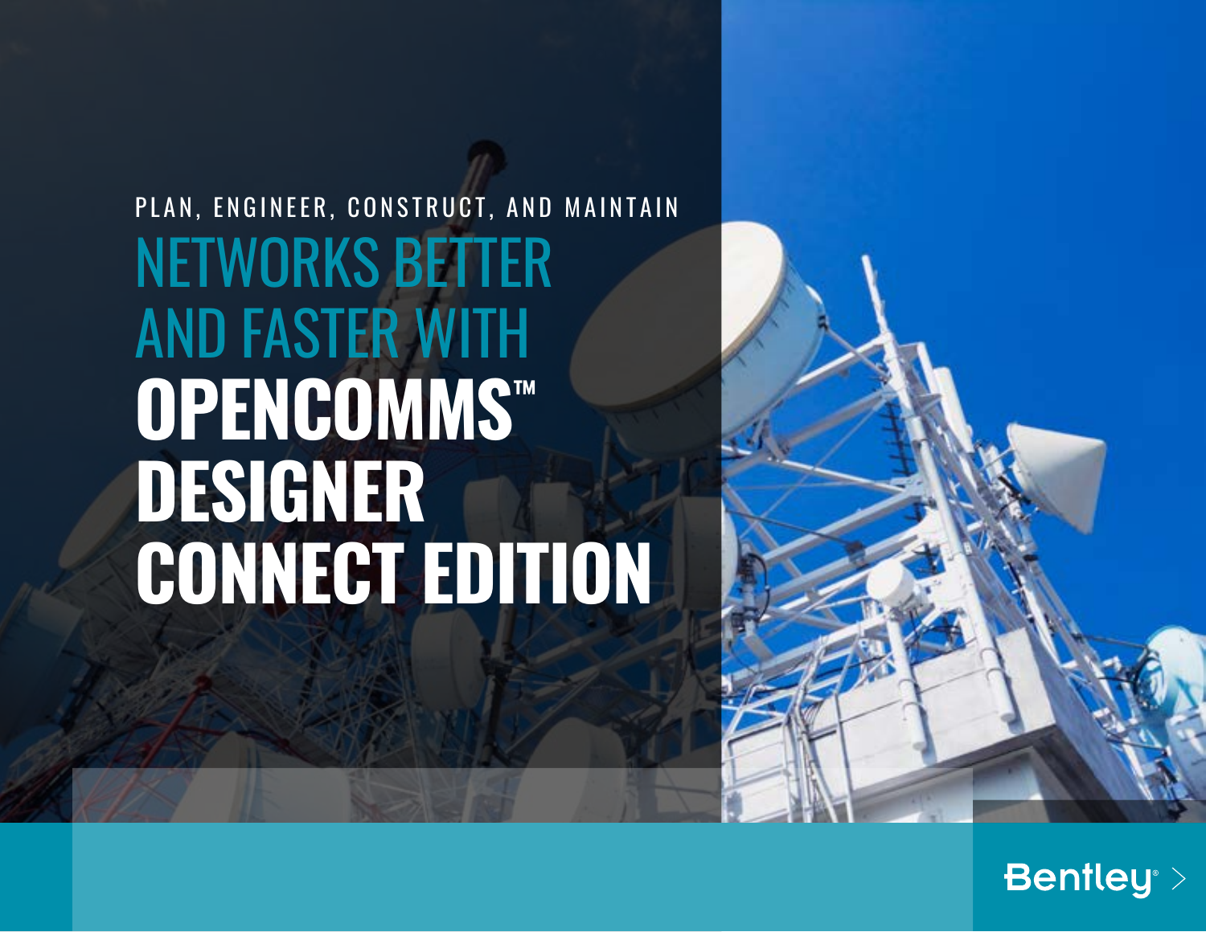PLAN, ENGINEER, CONSTRUCT, AND MAINTAIN

# NETWORKS BETTER AND FASTER WITH OPENCOMMS™ DESIGNER CONNECT EDITION

Bentley®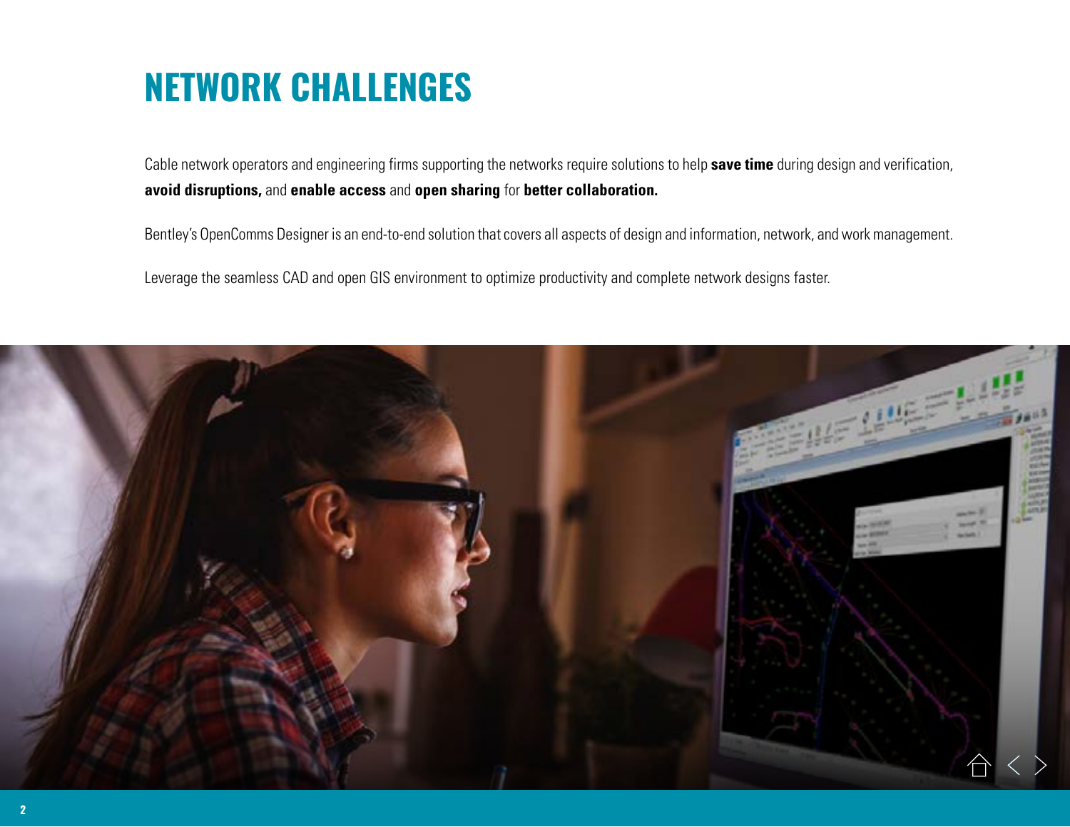# NETWORK CHALLENGES

Cable network operators and engineering firms supporting the networks require solutions to help **save time** during design and verification, **avoid disruptions,** and **enable access** and **open sharing** for **better collaboration.**

Bentley's OpenComms Designer is an end-to-end solution that covers all aspects of design and information, network, and work management.

Leverage the seamless CAD and open GIS environment to optimize productivity and complete network designs faster.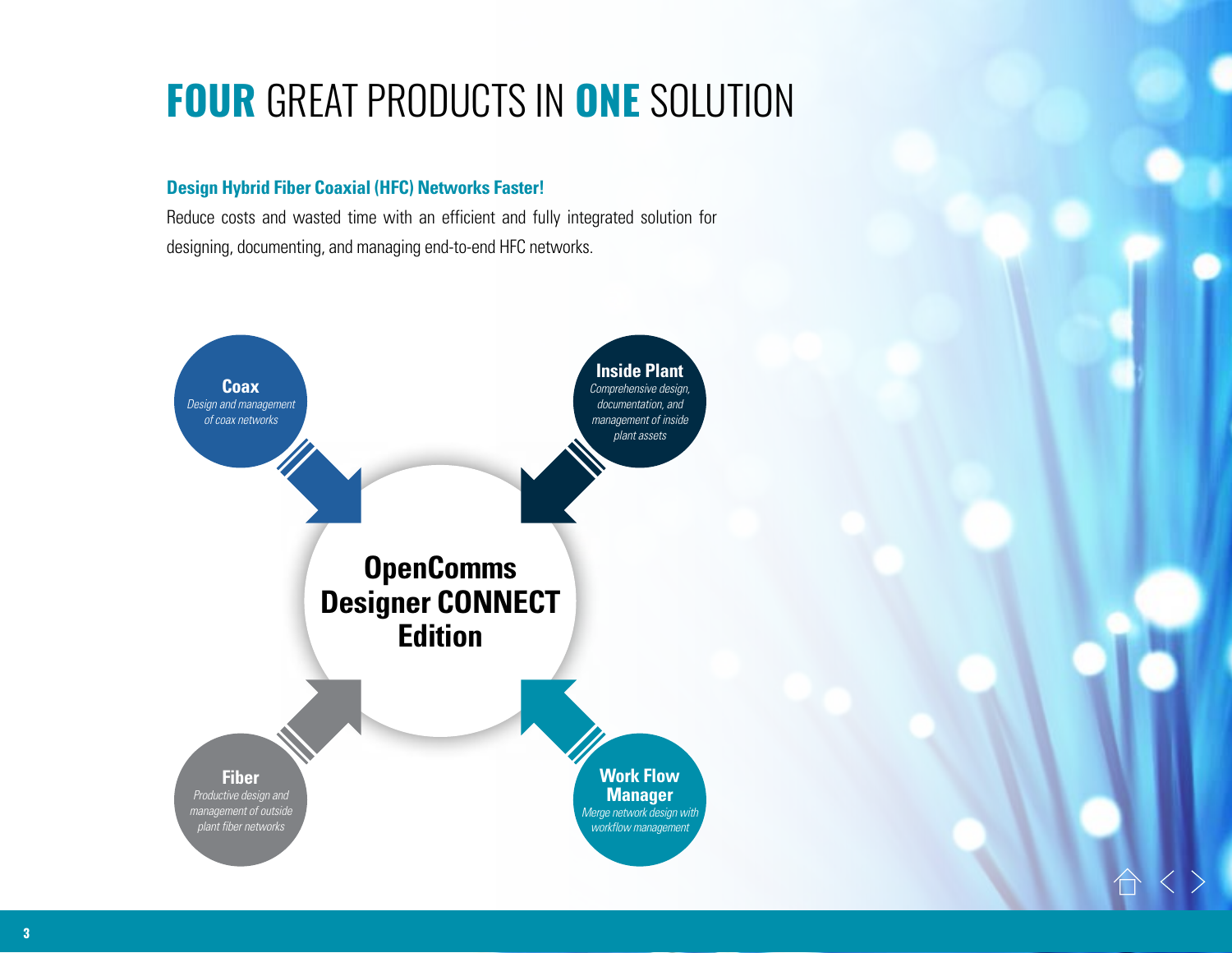# FOUR GREAT PRODUCTS IN ONE SOLUTION

**Design Hybrid Fiber Coaxial (HFC) Networks Faster!**

Reduce costs and wasted time with an efficient and fully integrated solution for designing, documenting, and managing end-to-end HFC networks.

**Coax**
*Design and management of coax networks*

**Inside Plant**
*Comprehensive design, documentation, and management of inside plant assets*

**OpenComms Designer CONNECT Edition**

**Fiber**
*Productive design and management of outside plant fiber networks*

**Work Flow Manager**
*Merge network design with workflow management*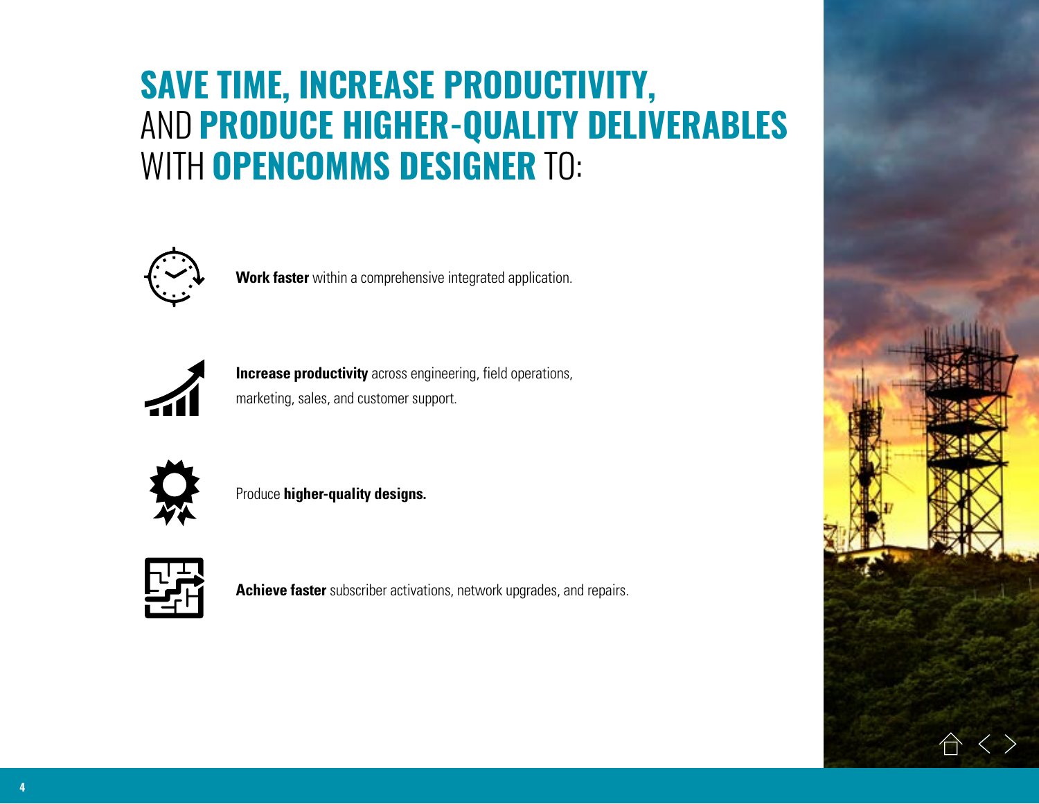# SAVE TIME, INCREASE PRODUCTIVITY, AND PRODUCE HIGHER-QUALITY DELIVERABLES WITH OPENCOMMS DESIGNER TO:

**Work faster** within a comprehensive integrated application.

**Increase productivity** across engineering, field operations, marketing, sales, and customer support.

Produce **higher-quality designs.**

**Achieve faster** subscriber activations, network upgrades, and repairs.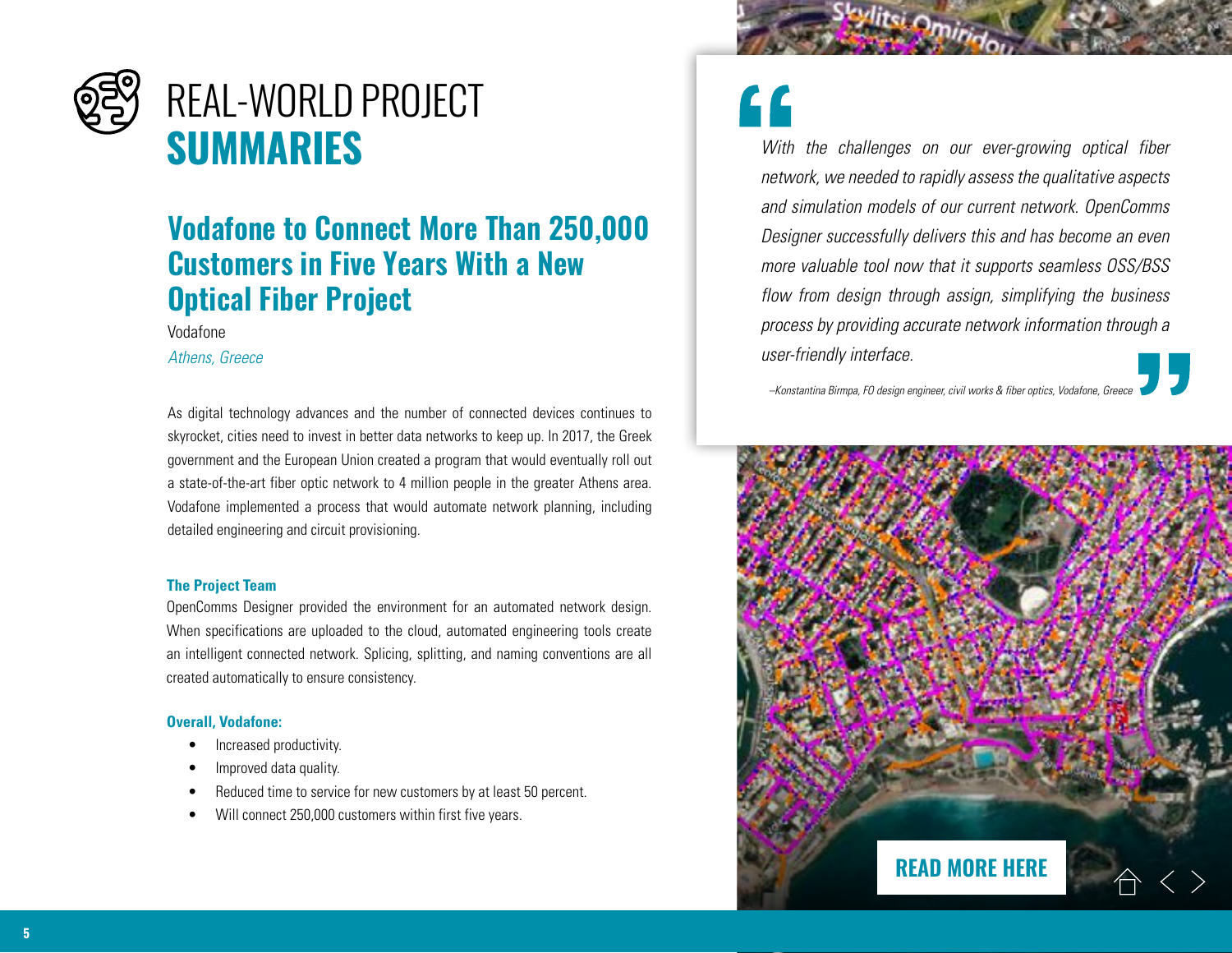# REAL-WORLD PROJECT **SUMMARIES**

## Vodafone to Connect More Than 250,000 Customers in Five Years With a New Optical Fiber Project

Vodafone

*Athens, Greece*

As digital technology advances and the number of connected devices continues to skyrocket, cities need to invest in better data networks to keep up. In 2017, the Greek government and the European Union created a program that would eventually roll out a state-of-the-art fiber optic network to 4 million people in the greater Athens area. Vodafone implemented a process that would automate network planning, including detailed engineering and circuit provisioning.

### The Project Team

OpenComms Designer provided the environment for an automated network design. When specifications are uploaded to the cloud, automated engineering tools create an intelligent connected network. Splicing, splitting, and naming conventions are all created automatically to ensure consistency.

### Overall, Vodafone:

- Increased productivity.
- Improved data quality.
- Reduced time to service for new customers by at least 50 percent.
- Will connect 250,000 customers within first five years.

> *With the challenges on our ever-growing optical fiber network, we needed to rapidly assess the qualitative aspects and simulation models of our current network. OpenComms Designer successfully delivers this and has become an even more valuable tool now that it supports seamless OSS/BSS flow from design through assign, simplifying the business process by providing accurate network information through a user-friendly interface.*
>
> *–Konstantina Birmpa, FO design engineer, civil works & fiber optics, Vodafone, Greece*

READ MORE HERE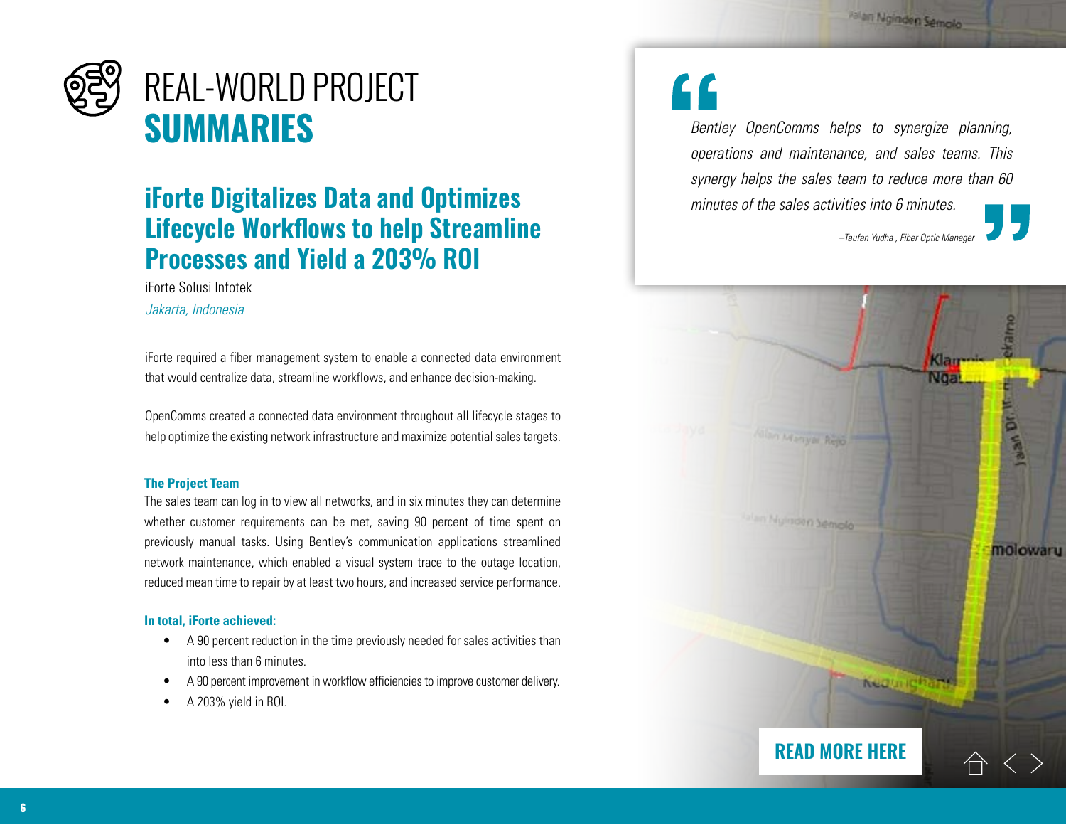# REAL-WORLD PROJECT **SUMMARIES**

## iForte Digitalizes Data and Optimizes Lifecycle Workflows to help Streamline Processes and Yield a 203% ROI

iForte Solusi Infotek

*Jakarta, Indonesia*

iForte required a fiber management system to enable a connected data environment that would centralize data, streamline workflows, and enhance decision-making.

OpenComms created a connected data environment throughout all lifecycle stages to help optimize the existing network infrastructure and maximize potential sales targets.

### The Project Team

The sales team can log in to view all networks, and in six minutes they can determine whether customer requirements can be met, saving 90 percent of time spent on previously manual tasks. Using Bentley's communication applications streamlined network maintenance, which enabled a visual system trace to the outage location, reduced mean time to repair by at least two hours, and increased service performance.

### In total, iForte achieved:

- A 90 percent reduction in the time previously needed for sales activities than into less than 6 minutes.
- A 90 percent improvement in workflow efficiencies to improve customer delivery.
- A 203% yield in ROI.

> *Bentley OpenComms helps to synergize planning, operations and maintenance, and sales teams. This synergy helps the sales team to reduce more than 60 minutes of the sales activities into 6 minutes.*
>
> *–Taufan Yudha , Fiber Optic Manager*

**READ MORE HERE**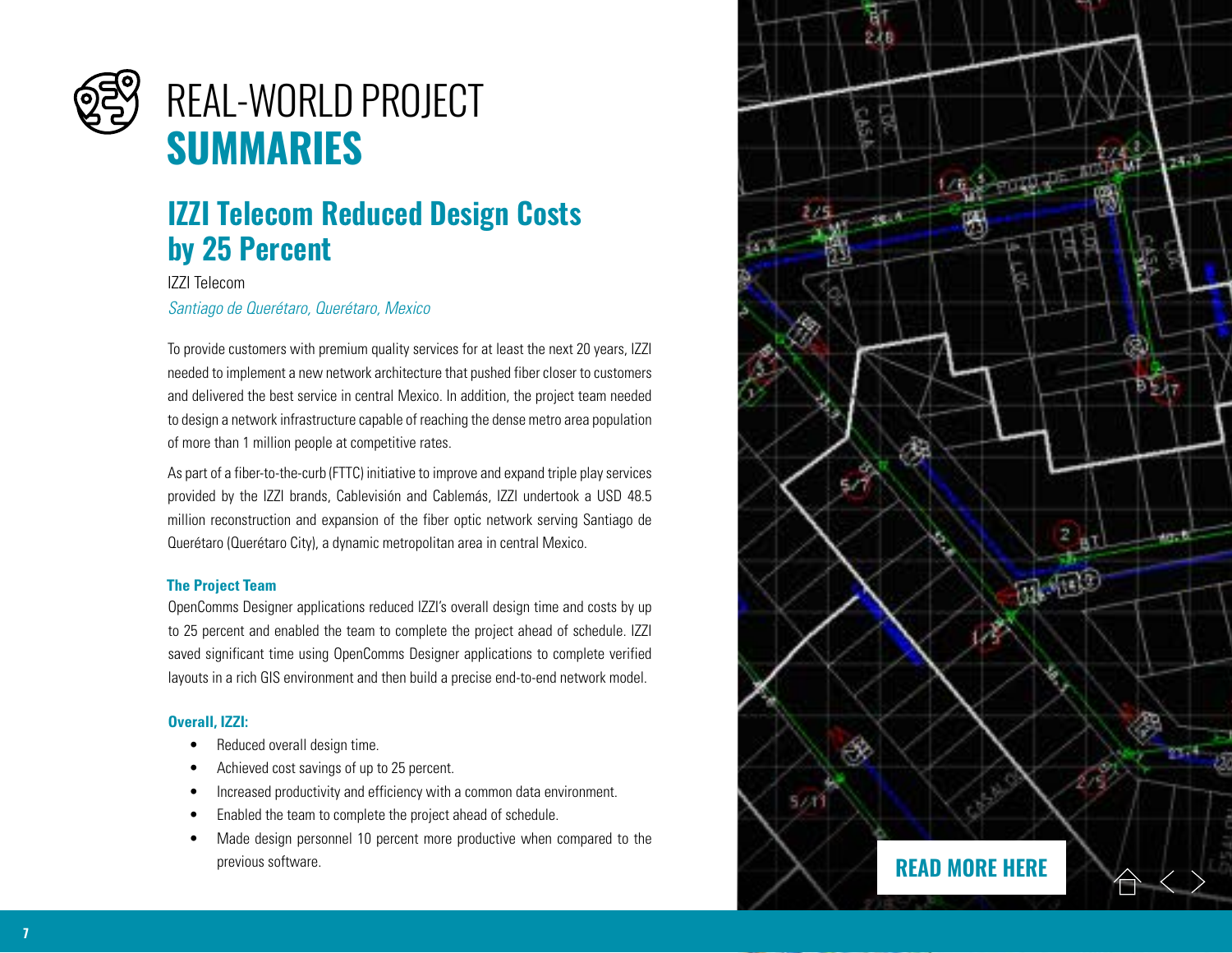# REAL-WORLD PROJECT **SUMMARIES**

## IZZI Telecom Reduced Design Costs by 25 Percent

IZZI Telecom

*Santiago de Querétaro, Querétaro, Mexico*

To provide customers with premium quality services for at least the next 20 years, IZZI needed to implement a new network architecture that pushed fiber closer to customers and delivered the best service in central Mexico. In addition, the project team needed to design a network infrastructure capable of reaching the dense metro area population of more than 1 million people at competitive rates.

As part of a fiber-to-the-curb (FTTC) initiative to improve and expand triple play services provided by the IZZI brands, Cablevisión and Cablemás, IZZI undertook a USD 48.5 million reconstruction and expansion of the fiber optic network serving Santiago de Querétaro (Querétaro City), a dynamic metropolitan area in central Mexico.

### The Project Team

OpenComms Designer applications reduced IZZI's overall design time and costs by up to 25 percent and enabled the team to complete the project ahead of schedule. IZZI saved significant time using OpenComms Designer applications to complete verified layouts in a rich GIS environment and then build a precise end-to-end network model.

### Overall, IZZI:

- Reduced overall design time.
- Achieved cost savings of up to 25 percent.
- Increased productivity and efficiency with a common data environment.
- Enabled the team to complete the project ahead of schedule.
- Made design personnel 10 percent more productive when compared to the previous software.

READ MORE HERE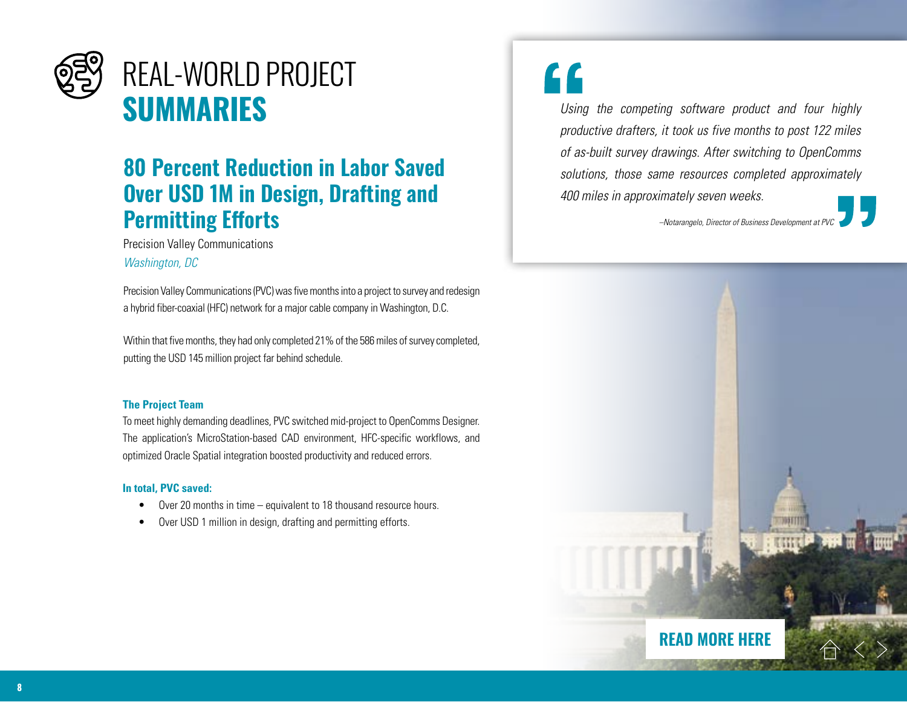# REAL-WORLD PROJECT **SUMMARIES**

## 80 Percent Reduction in Labor Saved Over USD 1M in Design, Drafting and Permitting Efforts

Precision Valley Communications

*Washington, DC*

Precision Valley Communications (PVC) was five months into a project to survey and redesign a hybrid fiber-coaxial (HFC) network for a major cable company in Washington, D.C.

Within that five months, they had only completed 21% of the 586 miles of survey completed, putting the USD 145 million project far behind schedule.

### The Project Team

To meet highly demanding deadlines, PVC switched mid-project to OpenComms Designer. The application's MicroStation-based CAD environment, HFC-specific workflows, and optimized Oracle Spatial integration boosted productivity and reduced errors.

### In total, PVC saved:

- Over 20 months in time – equivalent to 18 thousand resource hours.
- Over USD 1 million in design, drafting and permitting efforts.

> *Using the competing software product and four highly productive drafters, it took us five months to post 122 miles of as-built survey drawings. After switching to OpenComms solutions, those same resources completed approximately 400 miles in approximately seven weeks.*
>
> *–Notarangelo, Director of Business Development at PVC*

**READ MORE HERE**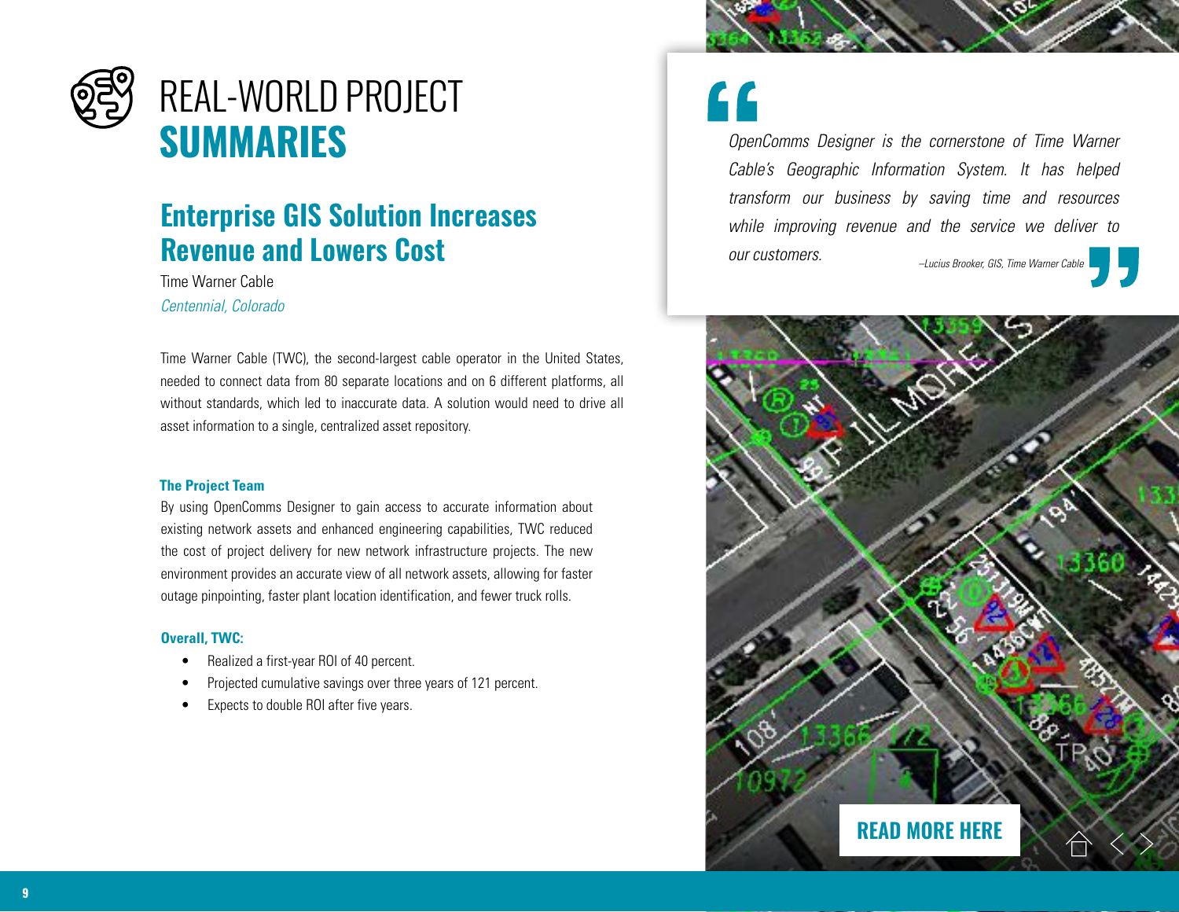# REAL-WORLD PROJECT **SUMMARIES**

## Enterprise GIS Solution Increases Revenue and Lowers Cost

Time Warner Cable

*Centennial, Colorado*

Time Warner Cable (TWC), the second-largest cable operator in the United States, needed to connect data from 80 separate locations and on 6 different platforms, all without standards, which led to inaccurate data. A solution would need to drive all asset information to a single, centralized asset repository.

### The Project Team

By using OpenComms Designer to gain access to accurate information about existing network assets and enhanced engineering capabilities, TWC reduced the cost of project delivery for new network infrastructure projects. The new environment provides an accurate view of all network assets, allowing for faster outage pinpointing, faster plant location identification, and fewer truck rolls.

### Overall, TWC:

- Realized a first-year ROI of 40 percent.
- Projected cumulative savings over three years of 121 percent.
- Expects to double ROI after five years.

> *OpenComms Designer is the cornerstone of Time Warner Cable's Geographic Information System. It has helped transform our business by saving time and resources while improving revenue and the service we deliver to our customers.*
>
> *–Lucius Brooker, GIS, Time Warner Cable*

**READ MORE HERE**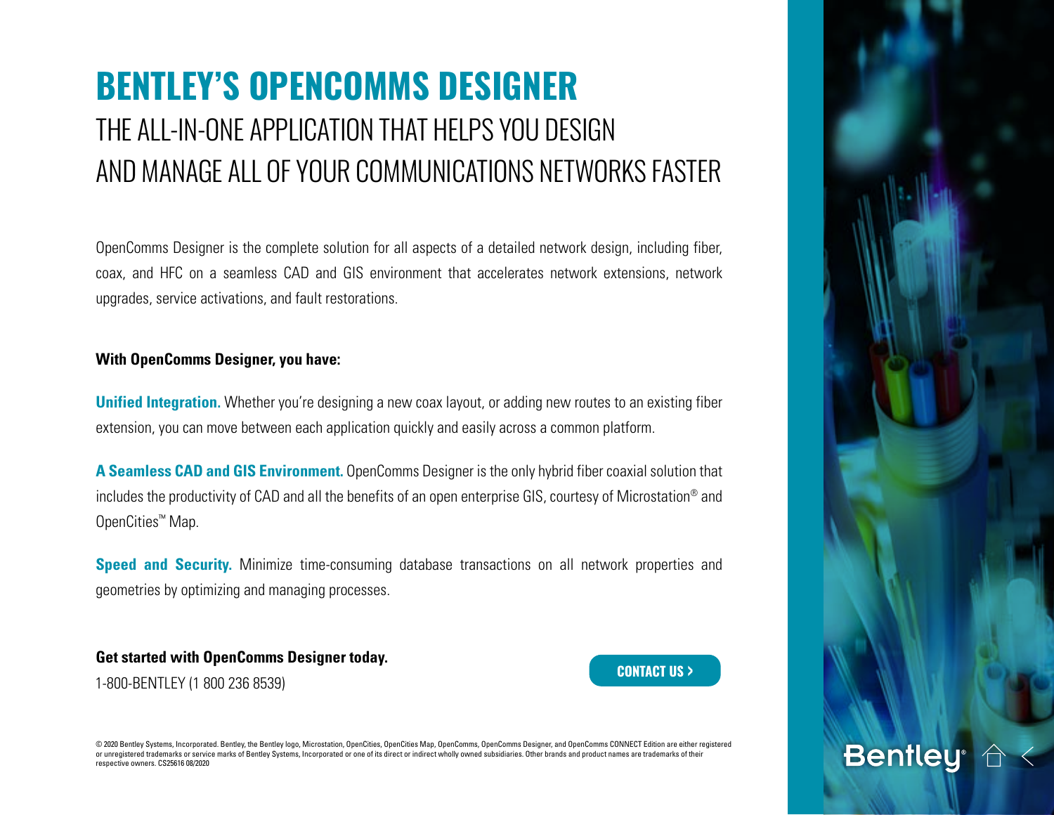# BENTLEY'S OPENCOMMS DESIGNER

## THE ALL-IN-ONE APPLICATION THAT HELPS YOU DESIGN AND MANAGE ALL OF YOUR COMMUNICATIONS NETWORKS FASTER

OpenComms Designer is the complete solution for all aspects of a detailed network design, including fiber, coax, and HFC on a seamless CAD and GIS environment that accelerates network extensions, network upgrades, service activations, and fault restorations.

**With OpenComms Designer, you have:**

**Unified Integration.** Whether you're designing a new coax layout, or adding new routes to an existing fiber extension, you can move between each application quickly and easily across a common platform.

**A Seamless CAD and GIS Environment.** OpenComms Designer is the only hybrid fiber coaxial solution that includes the productivity of CAD and all the benefits of an open enterprise GIS, courtesy of Microstation® and OpenCities™ Map.

**Speed and Security.** Minimize time-consuming database transactions on all network properties and geometries by optimizing and managing processes.

**Get started with OpenComms Designer today.**

1-800-BENTLEY (1 800 236 8539)

CONTACT US >

© 2020 Bentley Systems, Incorporated. Bentley, the Bentley logo, Microstation, OpenCities, OpenCities Map, OpenComms, OpenComms Designer, and OpenComms CONNECT Edition are either registered or unregistered trademarks or service marks of Bentley Systems, Incorporated or one of its direct or indirect wholly owned subsidiaries. Other brands and product names are trademarks of their respective owners. CS25616 08/2020

Bentley®